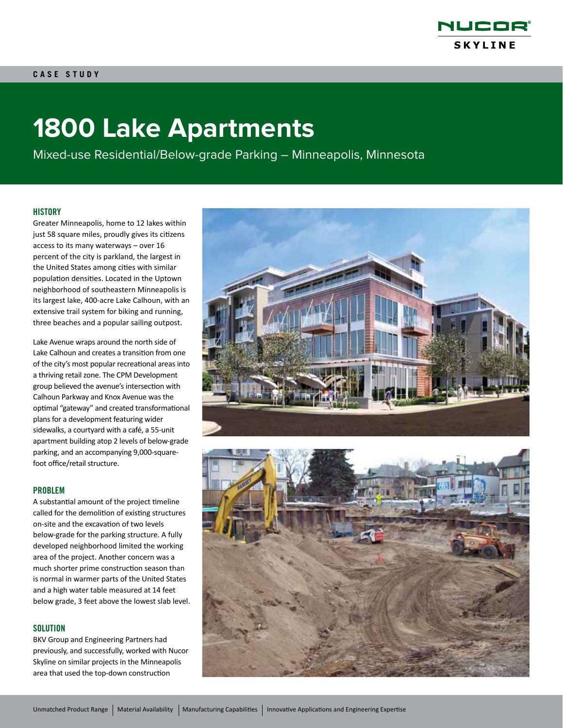NUCOR SKYLINE

CASE STUDY

# 1800 Lake Apartments

Mixed-use Residential/Below-grade Parking – Minneapolis, Minnesota

## HISTORY

Greater Minneapolis, home to 12 lakes within just 58 square miles, proudly gives its citizens access to its many waterways – over 16 percent of the city is parkland, the largest in the United States among cities with similar population densities. Located in the Uptown neighborhood of southeastern Minneapolis is its largest lake, 400-acre Lake Calhoun, with an extensive trail system for biking and running, three beaches and a popular sailing outpost.

Lake Avenue wraps around the north side of Lake Calhoun and creates a transition from one of the city's most popular recreational areas into a thriving retail zone. The CPM Development group believed the avenue's intersection with Calhoun Parkway and Knox Avenue was the optimal "gateway" and created transformational plans for a development featuring wider sidewalks, a courtyard with a café, a 55-unit apartment building atop 2 levels of below-grade parking, and an accompanying 9,000-square-foot office/retail structure.

## PROBLEM

A substantial amount of the project timeline called for the demolition of existing structures on-site and the excavation of two levels below-grade for the parking structure. A fully developed neighborhood limited the working area of the project. Another concern was a much shorter prime construction season than is normal in warmer parts of the United States and a high water table measured at 14 feet below grade, 3 feet above the lowest slab level.

## SOLUTION

BKV Group and Engineering Partners had previously, and successfully, worked with Nucor Skyline on similar projects in the Minneapolis area that used the top-down construction

Unmatched Product Range | Material Availability | Manufacturing Capabilities | Innovative Applications and Engineering Expertise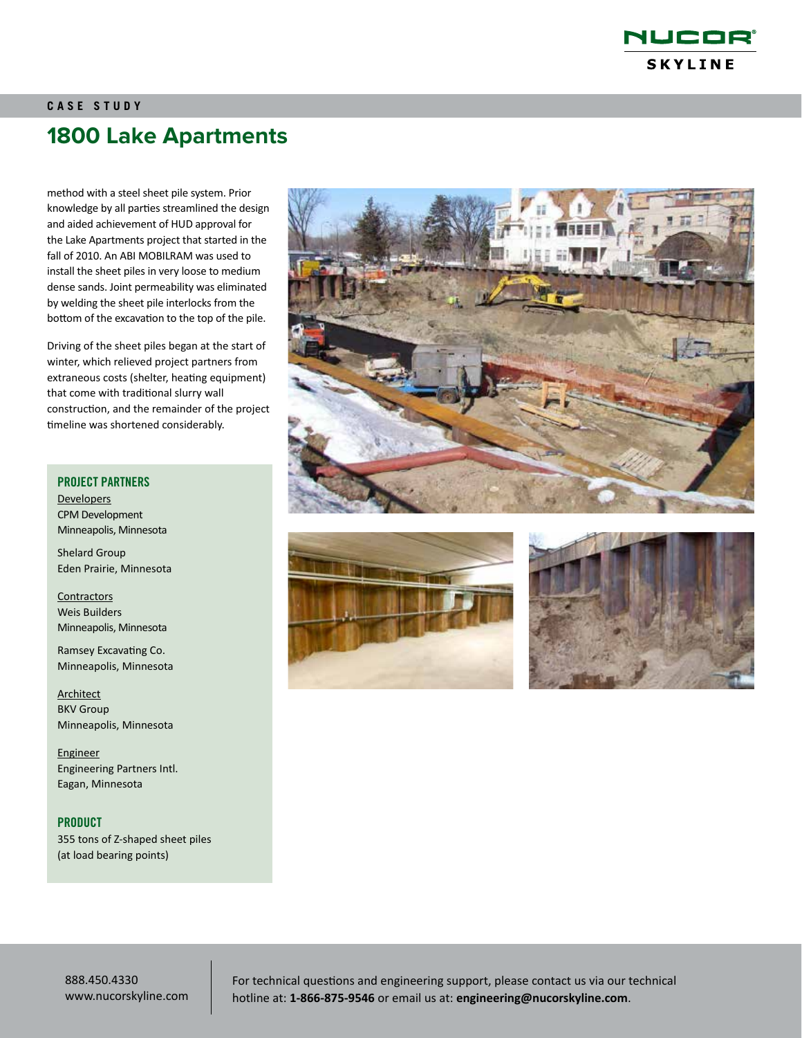CASE STUDY

# 1800 Lake Apartments

method with a steel sheet pile system. Prior knowledge by all parties streamlined the design and aided achievement of HUD approval for the Lake Apartments project that started in the fall of 2010. An ABI MOBILRAM was used to install the sheet piles in very loose to medium dense sands. Joint permeability was eliminated by welding the sheet pile interlocks from the bottom of the excavation to the top of the pile.

Driving of the sheet piles began at the start of winter, which relieved project partners from extraneous costs (shelter, heating equipment) that come with traditional slurry wall construction, and the remainder of the project timeline was shortened considerably.

## PROJECT PARTNERS

Developers
CPM Development
Minneapolis, Minnesota

Shelard Group
Eden Prairie, Minnesota

Contractors
Weis Builders
Minneapolis, Minnesota

Ramsey Excavating Co.
Minneapolis, Minnesota

Architect
BKV Group
Minneapolis, Minnesota

Engineer
Engineering Partners Intl.
Eagan, Minnesota

## PRODUCT

355 tons of Z-shaped sheet piles (at load bearing points)

888.450.4330
www.nucorskyline.com

For technical questions and engineering support, please contact us via our technical hotline at: **1-866-875-9546** or email us at: **engineering@nucorskyline.com**.